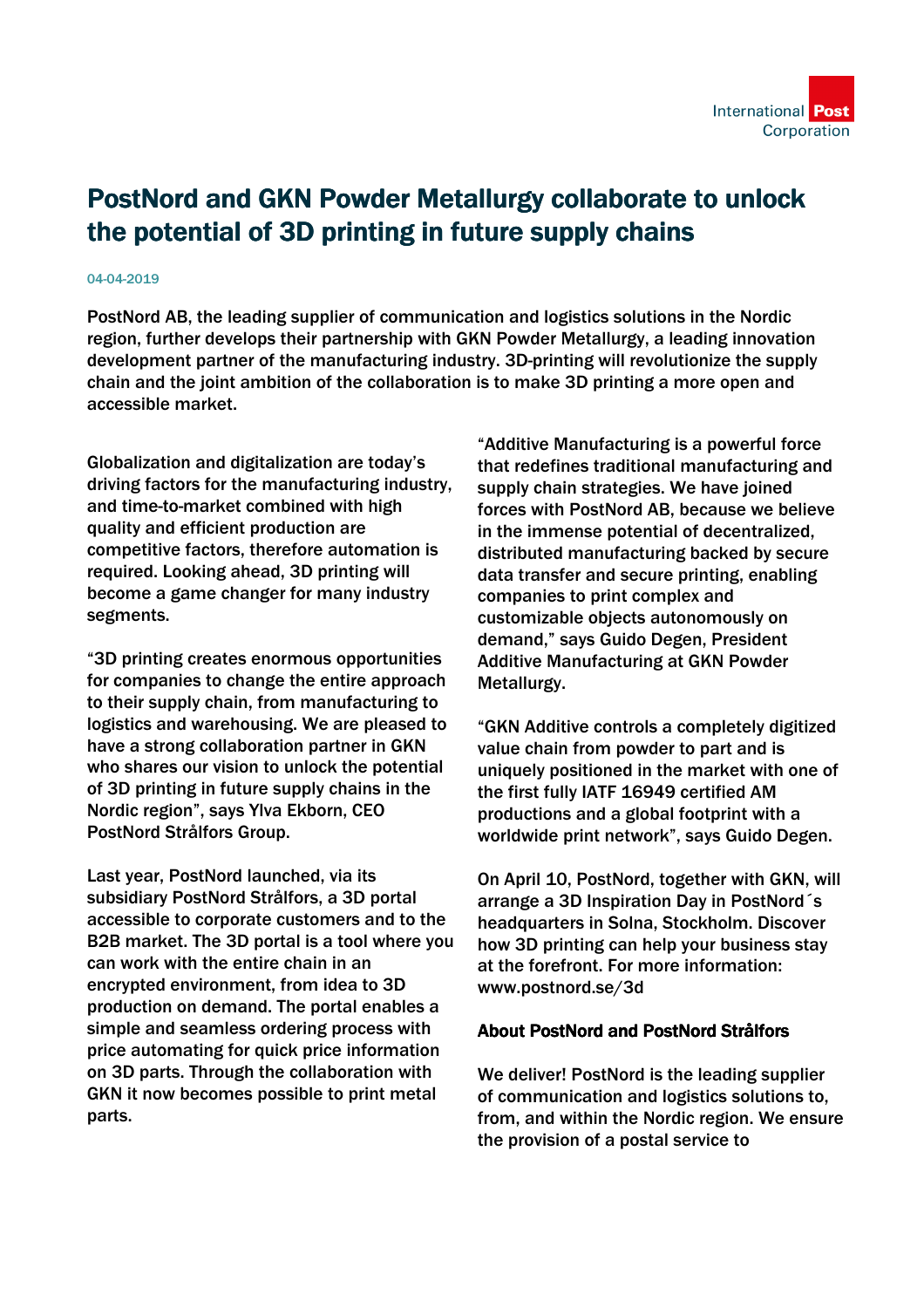# PostNord and GKN Powder Metallurgy collaborate to unlock the potential of 3D printing in future supply chains

04-04-2019

**PostNord AB, the leading supplier of communication and logistics solutions in the Nordic region, further develops their partnership with GKN Powder Metallurgy, a leading innovation development partner of the manufacturing industry. 3D-printing will revolutionize the supply chain and the joint ambition of the collaboration is to make 3D printing a more open and accessible market.**

Globalization and digitalization are today's driving factors for the manufacturing industry, and time-to-market combined with high quality and efficient production are competitive factors, therefore automation is required. Looking ahead, 3D printing will become a game changer for many industry segments.

"3D printing creates enormous opportunities for companies to change the entire approach to their supply chain, from manufacturing to logistics and warehousing. We are pleased to have a strong collaboration partner in GKN who shares our vision to unlock the potential of 3D printing in future supply chains in the Nordic region", says Ylva Ekborn, CEO PostNord Strålfors Group.

Last year, PostNord launched, via its subsidiary PostNord Strålfors, a 3D portal accessible to corporate customers and to the B2B market. The 3D portal is a tool where you can work with the entire chain in an encrypted environment, from idea to 3D production on demand. The portal enables a simple and seamless ordering process with price automating for quick price information on 3D parts. Through the collaboration with GKN it now becomes possible to print metal parts.

"Additive Manufacturing is a powerful force that redefines traditional manufacturing and supply chain strategies. We have joined forces with PostNord AB, because we believe in the immense potential of decentralized, distributed manufacturing backed by secure data transfer and secure printing, enabling companies to print complex and customizable objects autonomously on demand," says Guido Degen, President Additive Manufacturing at GKN Powder Metallurgy.

"GKN Additive controls a completely digitized value chain from powder to part and is uniquely positioned in the market with one of the first fully IATF 16949 certified AM productions and a global footprint with a worldwide print network", says Guido Degen.

On April 10, PostNord, together with GKN, will arrange a 3D Inspiration Day in PostNord´s headquarters in Solna, Stockholm. Discover how 3D printing can help your business stay at the forefront. For more information: www.postnord.se/3d

### About PostNord and PostNord Strålfors

We deliver! PostNord is the leading supplier of communication and logistics solutions to, from, and within the Nordic region. We ensure the provision of a postal service to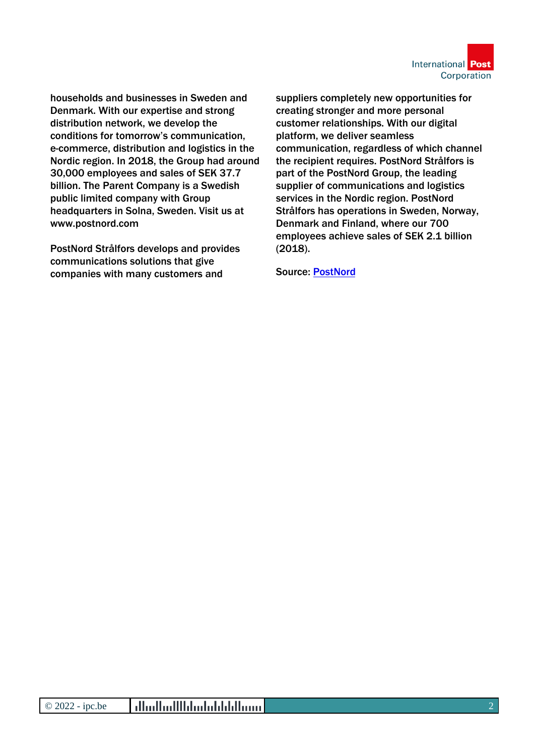households and businesses in Sweden and Denmark. With our expertise and strong distribution network, we develop the conditions for tomorrow's communication, e-commerce, distribution and logistics in the Nordic region. In 2018, the Group had around 30,000 employees and sales of SEK 37.7 billion. The Parent Company is a Swedish public limited company with Group headquarters in Solna, Sweden. Visit us at www.postnord.com

PostNord Strålfors develops and provides communications solutions that give companies with many customers and suppliers completely new opportunities for creating stronger and more personal customer relationships. With our digital platform, we deliver seamless communication, regardless of which channel the recipient requires. PostNord Strålfors is part of the PostNord Group, the leading supplier of communications and logistics services in the Nordic region. PostNord Strålfors has operations in Sweden, Norway, Denmark and Finland, where our 700 employees achieve sales of SEK 2.1 billion (2018).

Source: PostNord